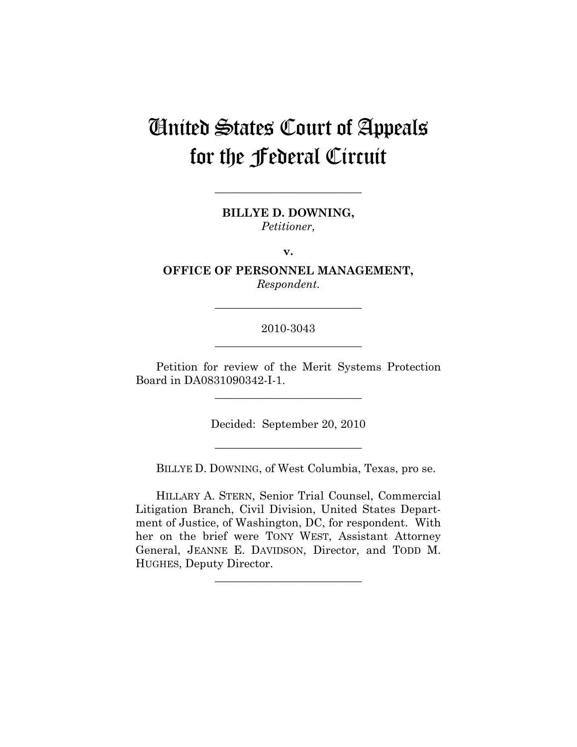# United States Court of Appeals for the Federal Circuit

---

**BILLYE D. DOWNING,**
*Petitioner,*

**v.**

**OFFICE OF PERSONNEL MANAGEMENT,**
*Respondent.*

---

2010-3043

---

Petition for review of the Merit Systems Protection Board in DA0831090342-I-1.

---

Decided: September 20, 2010

---

BILLYE D. DOWNING, of West Columbia, Texas, pro se.

HILLARY A. STERN, Senior Trial Counsel, Commercial Litigation Branch, Civil Division, United States Department of Justice, of Washington, DC, for respondent. With her on the brief were TONY WEST, Assistant Attorney General, JEANNE E. DAVIDSON, Director, and TODD M. HUGHES, Deputy Director.

---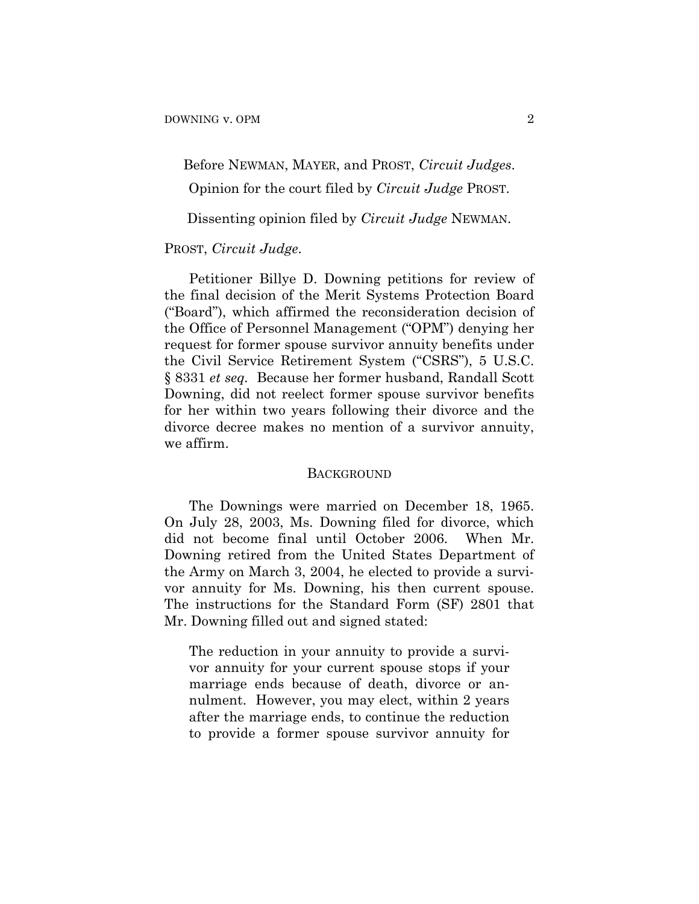Before NEWMAN, MAYER, and PROST, *Circuit Judges*.

Opinion for the court filed by *Circuit Judge* PROST.

Dissenting opinion filed by *Circuit Judge* NEWMAN.

PROST, *Circuit Judge*.

Petitioner Billye D. Downing petitions for review of the final decision of the Merit Systems Protection Board ("Board"), which affirmed the reconsideration decision of the Office of Personnel Management ("OPM") denying her request for former spouse survivor annuity benefits under the Civil Service Retirement System ("CSRS"), 5 U.S.C. § 8331 *et seq.* Because her former husband, Randall Scott Downing, did not reelect former spouse survivor benefits for her within two years following their divorce and the divorce decree makes no mention of a survivor annuity, we affirm.

## BACKGROUND

The Downings were married on December 18, 1965. On July 28, 2003, Ms. Downing filed for divorce, which did not become final until October 2006. When Mr. Downing retired from the United States Department of the Army on March 3, 2004, he elected to provide a survivor annuity for Ms. Downing, his then current spouse. The instructions for the Standard Form (SF) 2801 that Mr. Downing filled out and signed stated:

> The reduction in your annuity to provide a survivor annuity for your current spouse stops if your marriage ends because of death, divorce or annulment. However, you may elect, within 2 years after the marriage ends, to continue the reduction to provide a former spouse survivor annuity for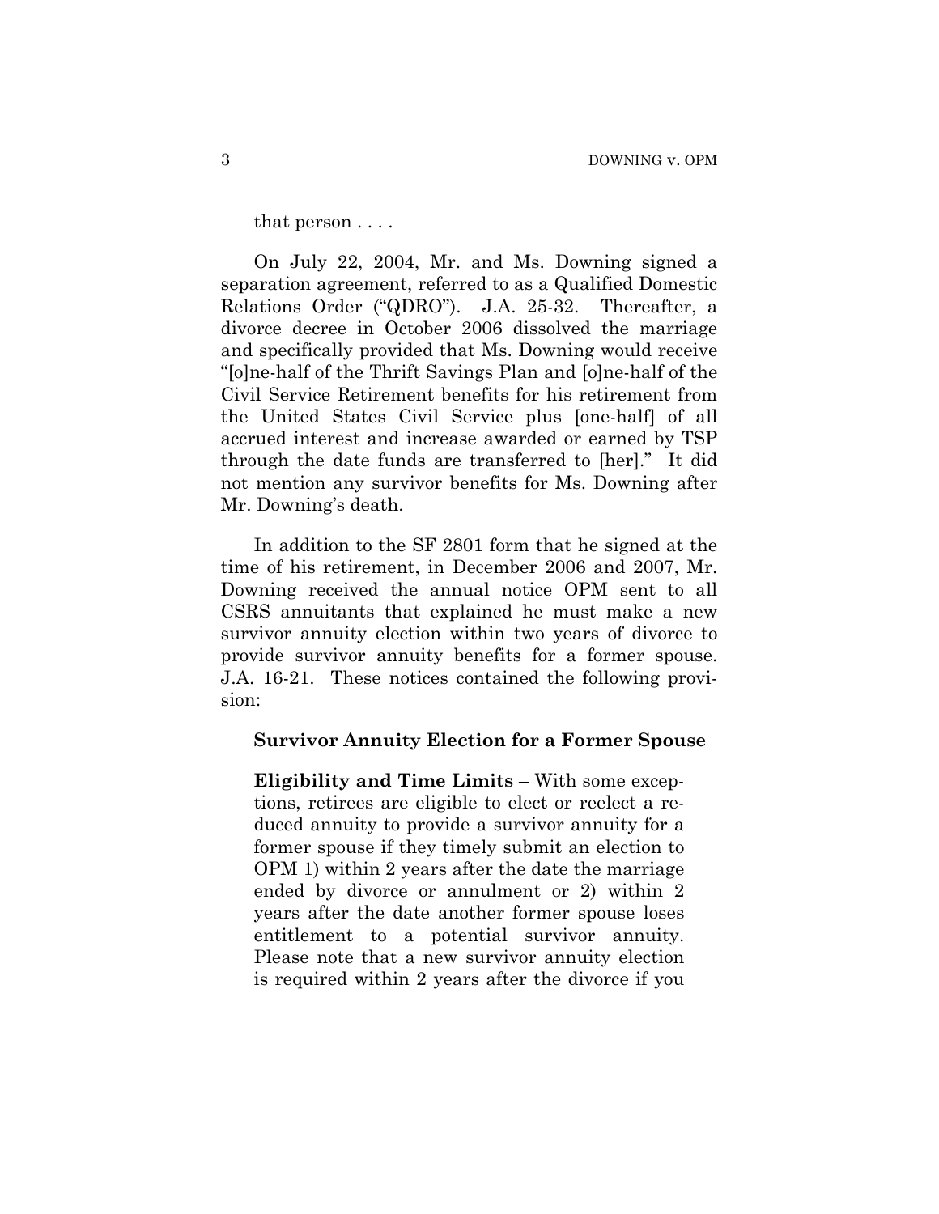that person . . . .

On July 22, 2004, Mr. and Ms. Downing signed a separation agreement, referred to as a Qualified Domestic Relations Order ("QDRO"). J.A. 25-32. Thereafter, a divorce decree in October 2006 dissolved the marriage and specifically provided that Ms. Downing would receive "[o]ne-half of the Thrift Savings Plan and [o]ne-half of the Civil Service Retirement benefits for his retirement from the United States Civil Service plus [one-half] of all accrued interest and increase awarded or earned by TSP through the date funds are transferred to [her]." It did not mention any survivor benefits for Ms. Downing after Mr. Downing's death.

In addition to the SF 2801 form that he signed at the time of his retirement, in December 2006 and 2007, Mr. Downing received the annual notice OPM sent to all CSRS annuitants that explained he must make a new survivor annuity election within two years of divorce to provide survivor annuity benefits for a former spouse. J.A. 16-21. These notices contained the following provision:

> **Survivor Annuity Election for a Former Spouse**
>
> **Eligibility and Time Limits** – With some exceptions, retirees are eligible to elect or reelect a reduced annuity to provide a survivor annuity for a former spouse if they timely submit an election to OPM 1) within 2 years after the date the marriage ended by divorce or annulment or 2) within 2 years after the date another former spouse loses entitlement to a potential survivor annuity. Please note that a new survivor annuity election is required within 2 years after the divorce if you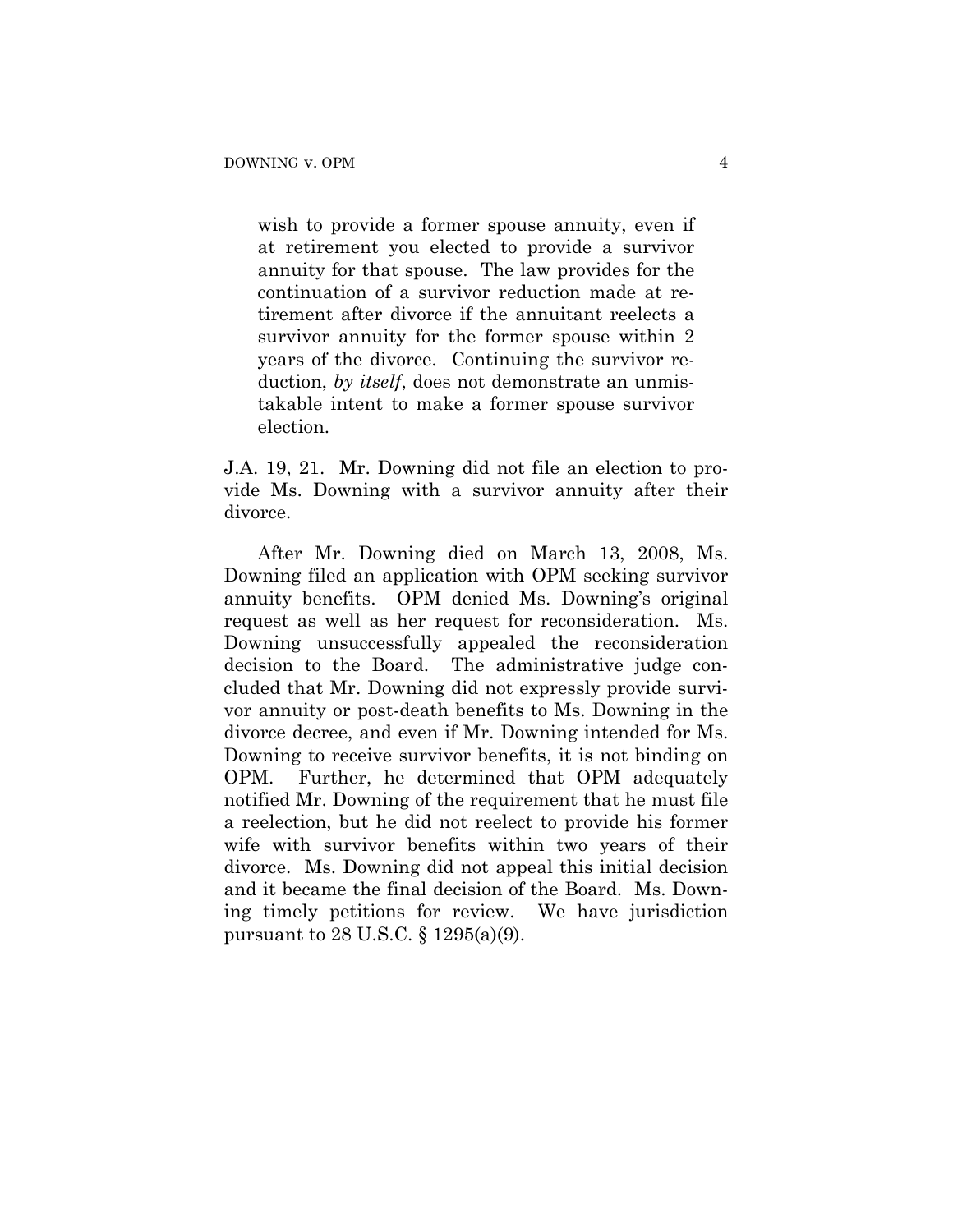> wish to provide a former spouse annuity, even if at retirement you elected to provide a survivor annuity for that spouse. The law provides for the continuation of a survivor reduction made at retirement after divorce if the annuitant reelects a survivor annuity for the former spouse within 2 years of the divorce. Continuing the survivor reduction, *by itself*, does not demonstrate an unmistakable intent to make a former spouse survivor election.

J.A. 19, 21. Mr. Downing did not file an election to provide Ms. Downing with a survivor annuity after their divorce.

After Mr. Downing died on March 13, 2008, Ms. Downing filed an application with OPM seeking survivor annuity benefits. OPM denied Ms. Downing's original request as well as her request for reconsideration. Ms. Downing unsuccessfully appealed the reconsideration decision to the Board. The administrative judge concluded that Mr. Downing did not expressly provide survivor annuity or post-death benefits to Ms. Downing in the divorce decree, and even if Mr. Downing intended for Ms. Downing to receive survivor benefits, it is not binding on OPM. Further, he determined that OPM adequately notified Mr. Downing of the requirement that he must file a reelection, but he did not reelect to provide his former wife with survivor benefits within two years of their divorce. Ms. Downing did not appeal this initial decision and it became the final decision of the Board. Ms. Downing timely petitions for review. We have jurisdiction pursuant to 28 U.S.C. § 1295(a)(9).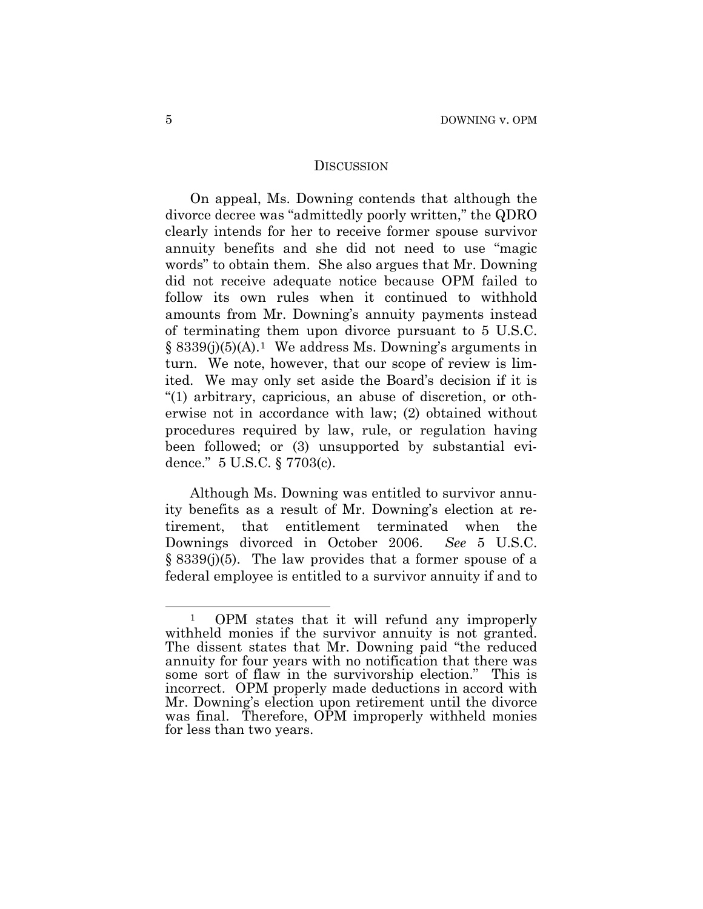## Discussion

On appeal, Ms. Downing contends that although the divorce decree was "admittedly poorly written," the QDRO clearly intends for her to receive former spouse survivor annuity benefits and she did not need to use "magic words" to obtain them. She also argues that Mr. Downing did not receive adequate notice because OPM failed to follow its own rules when it continued to withhold amounts from Mr. Downing's annuity payments instead of terminating them upon divorce pursuant to 5 U.S.C. § 8339(j)(5)(A).[1] We address Ms. Downing's arguments in turn. We note, however, that our scope of review is limited. We may only set aside the Board's decision if it is "(1) arbitrary, capricious, an abuse of discretion, or otherwise not in accordance with law; (2) obtained without procedures required by law, rule, or regulation having been followed; or (3) unsupported by substantial evidence." 5 U.S.C. § 7703(c).

Although Ms. Downing was entitled to survivor annuity benefits as a result of Mr. Downing's election at retirement, that entitlement terminated when the Downings divorced in October 2006. *See* 5 U.S.C. § 8339(j)(5). The law provides that a former spouse of a federal employee is entitled to a survivor annuity if and to

---

[1] OPM states that it will refund any improperly withheld monies if the survivor annuity is not granted. The dissent states that Mr. Downing paid "the reduced annuity for four years with no notification that there was some sort of flaw in the survivorship election." This is incorrect. OPM properly made deductions in accord with Mr. Downing's election upon retirement until the divorce was final. Therefore, OPM improperly withheld monies for less than two years.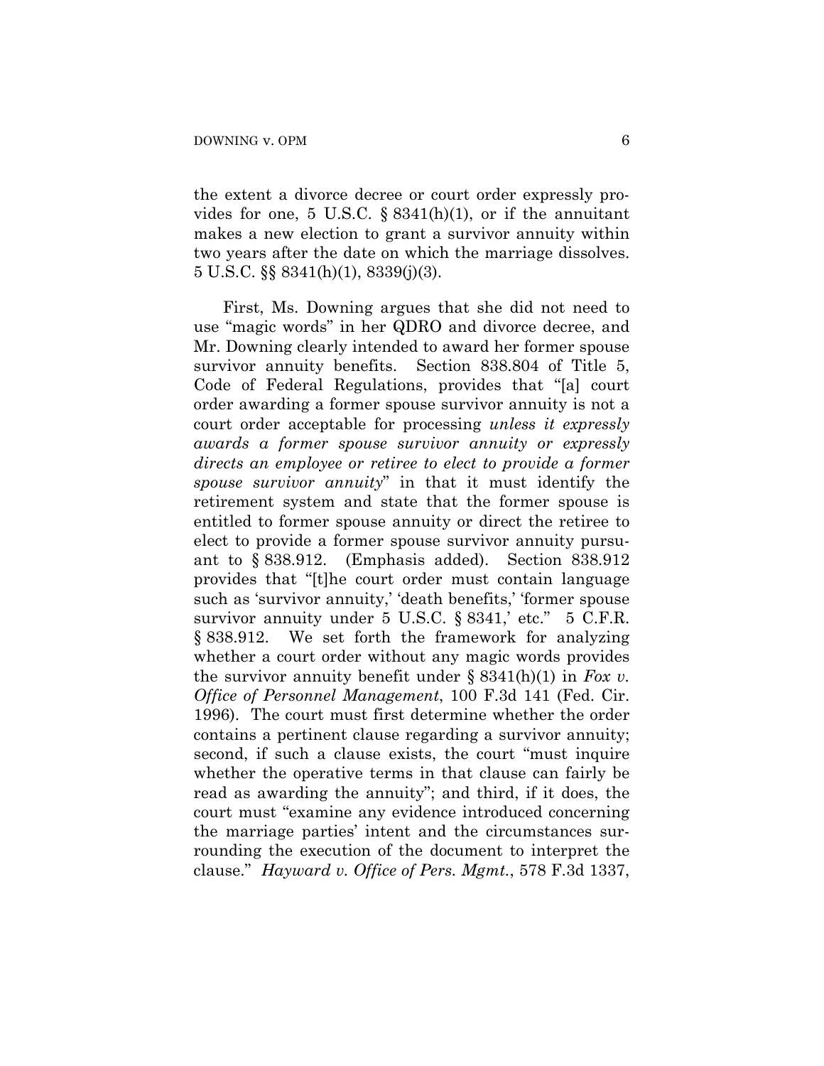the extent a divorce decree or court order expressly provides for one, 5 U.S.C. § 8341(h)(1), or if the annuitant makes a new election to grant a survivor annuity within two years after the date on which the marriage dissolves. 5 U.S.C. §§ 8341(h)(1), 8339(j)(3).

First, Ms. Downing argues that she did not need to use "magic words" in her QDRO and divorce decree, and Mr. Downing clearly intended to award her former spouse survivor annuity benefits. Section 838.804 of Title 5, Code of Federal Regulations, provides that "[a] court order awarding a former spouse survivor annuity is not a court order acceptable for processing *unless it expressly awards a former spouse survivor annuity or expressly directs an employee or retiree to elect to provide a former spouse survivor annuity*" in that it must identify the retirement system and state that the former spouse is entitled to former spouse annuity or direct the retiree to elect to provide a former spouse survivor annuity pursuant to § 838.912. (Emphasis added). Section 838.912 provides that "[t]he court order must contain language such as 'survivor annuity,' 'death benefits,' 'former spouse survivor annuity under 5 U.S.C. § 8341,' etc." 5 C.F.R. § 838.912. We set forth the framework for analyzing whether a court order without any magic words provides the survivor annuity benefit under § 8341(h)(1) in *Fox v. Office of Personnel Management*, 100 F.3d 141 (Fed. Cir. 1996). The court must first determine whether the order contains a pertinent clause regarding a survivor annuity; second, if such a clause exists, the court "must inquire whether the operative terms in that clause can fairly be read as awarding the annuity"; and third, if it does, the court must "examine any evidence introduced concerning the marriage parties' intent and the circumstances surrounding the execution of the document to interpret the clause." *Hayward v. Office of Pers. Mgmt.*, 578 F.3d 1337,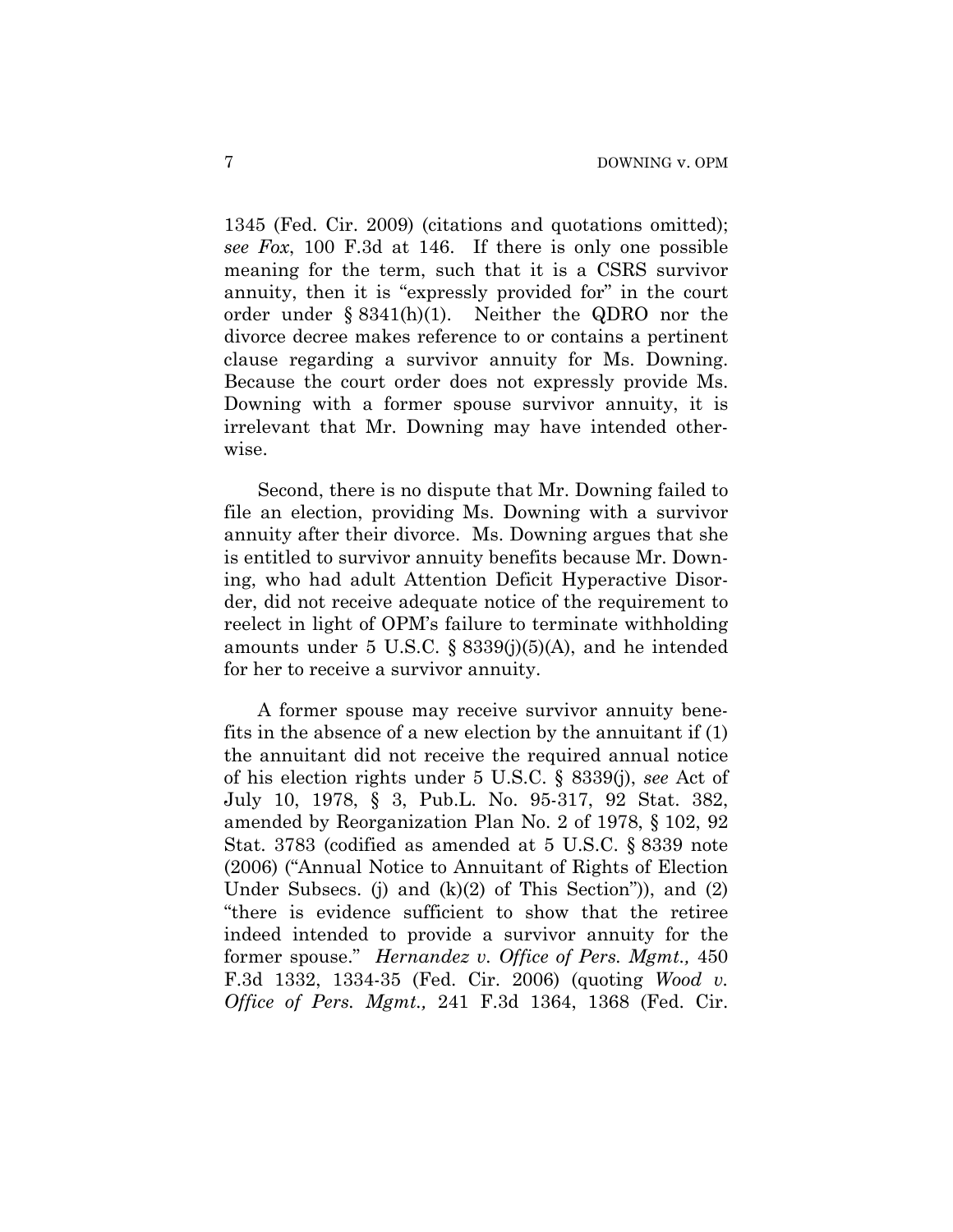1345 (Fed. Cir. 2009) (citations and quotations omitted); *see Fox*, 100 F.3d at 146. If there is only one possible meaning for the term, such that it is a CSRS survivor annuity, then it is "expressly provided for" in the court order under § 8341(h)(1). Neither the QDRO nor the divorce decree makes reference to or contains a pertinent clause regarding a survivor annuity for Ms. Downing. Because the court order does not expressly provide Ms. Downing with a former spouse survivor annuity, it is irrelevant that Mr. Downing may have intended otherwise.

Second, there is no dispute that Mr. Downing failed to file an election, providing Ms. Downing with a survivor annuity after their divorce. Ms. Downing argues that she is entitled to survivor annuity benefits because Mr. Downing, who had adult Attention Deficit Hyperactive Disorder, did not receive adequate notice of the requirement to reelect in light of OPM's failure to terminate withholding amounts under 5 U.S.C. § 8339(j)(5)(A), and he intended for her to receive a survivor annuity.

A former spouse may receive survivor annuity benefits in the absence of a new election by the annuitant if (1) the annuitant did not receive the required annual notice of his election rights under 5 U.S.C. § 8339(j), *see* Act of July 10, 1978, § 3, Pub.L. No. 95-317, 92 Stat. 382, amended by Reorganization Plan No. 2 of 1978, § 102, 92 Stat. 3783 (codified as amended at 5 U.S.C. § 8339 note (2006) ("Annual Notice to Annuitant of Rights of Election Under Subsecs. (j) and (k)(2) of This Section")), and (2) "there is evidence sufficient to show that the retiree indeed intended to provide a survivor annuity for the former spouse." *Hernandez v. Office of Pers. Mgmt.,* 450 F.3d 1332, 1334-35 (Fed. Cir. 2006) (quoting *Wood v. Office of Pers. Mgmt.,* 241 F.3d 1364, 1368 (Fed. Cir.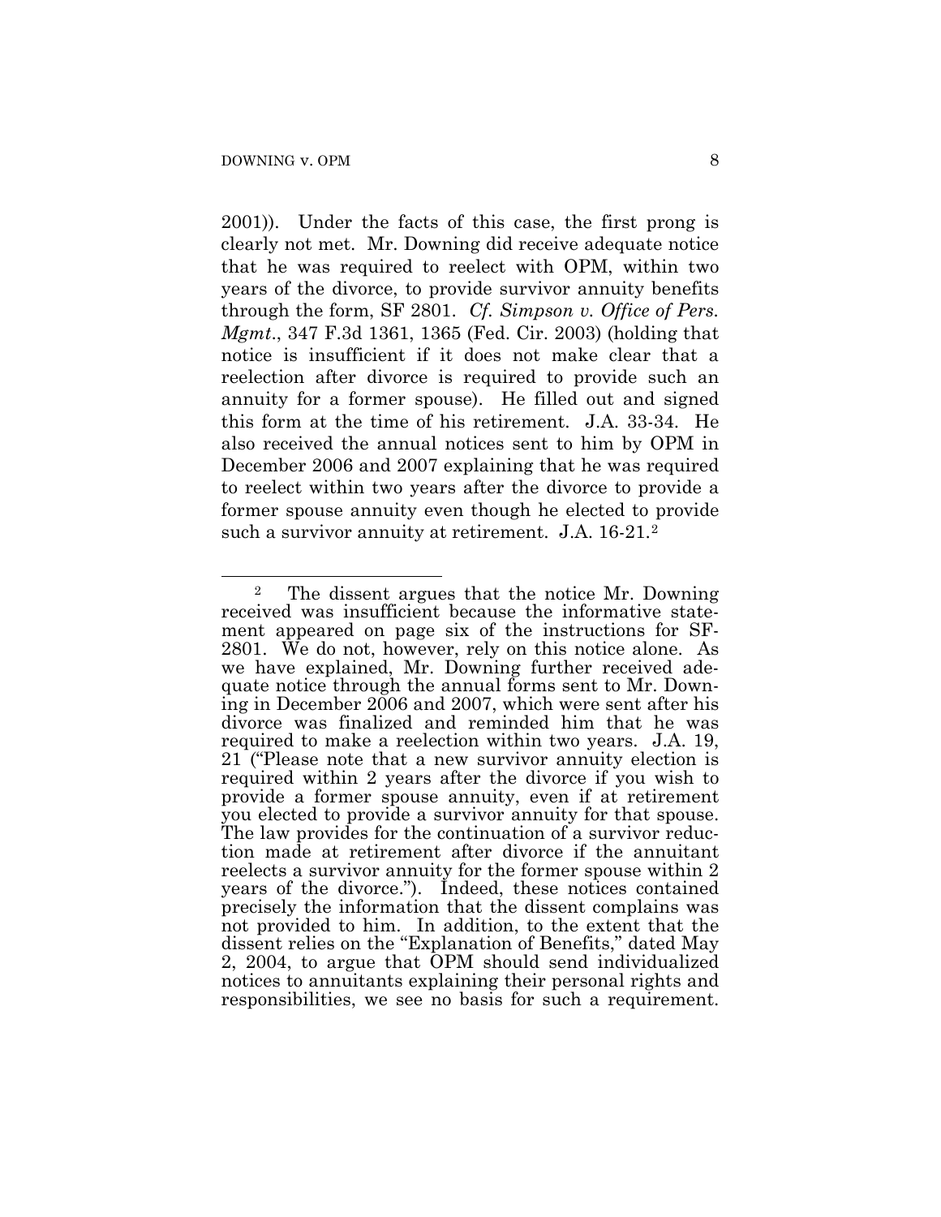2001)). Under the facts of this case, the first prong is clearly not met. Mr. Downing did receive adequate notice that he was required to reelect with OPM, within two years of the divorce, to provide survivor annuity benefits through the form, SF 2801. *Cf. Simpson v. Office of Pers. Mgmt*., 347 F.3d 1361, 1365 (Fed. Cir. 2003) (holding that notice is insufficient if it does not make clear that a reelection after divorce is required to provide such an annuity for a former spouse). He filled out and signed this form at the time of his retirement. J.A. 33-34. He also received the annual notices sent to him by OPM in December 2006 and 2007 explaining that he was required to reelect within two years after the divorce to provide a former spouse annuity even though he elected to provide such a survivor annuity at retirement. J.A. 16-21.[2]

---

[2] The dissent argues that the notice Mr. Downing received was insufficient because the informative statement appeared on page six of the instructions for SF-2801. We do not, however, rely on this notice alone. As we have explained, Mr. Downing further received adequate notice through the annual forms sent to Mr. Downing in December 2006 and 2007, which were sent after his divorce was finalized and reminded him that he was required to make a reelection within two years. J.A. 19, 21 ("Please note that a new survivor annuity election is required within 2 years after the divorce if you wish to provide a former spouse annuity, even if at retirement you elected to provide a survivor annuity for that spouse. The law provides for the continuation of a survivor reduction made at retirement after divorce if the annuitant reelects a survivor annuity for the former spouse within 2 years of the divorce."). Indeed, these notices contained precisely the information that the dissent complains was not provided to him. In addition, to the extent that the dissent relies on the "Explanation of Benefits," dated May 2, 2004, to argue that OPM should send individualized notices to annuitants explaining their personal rights and responsibilities, we see no basis for such a requirement.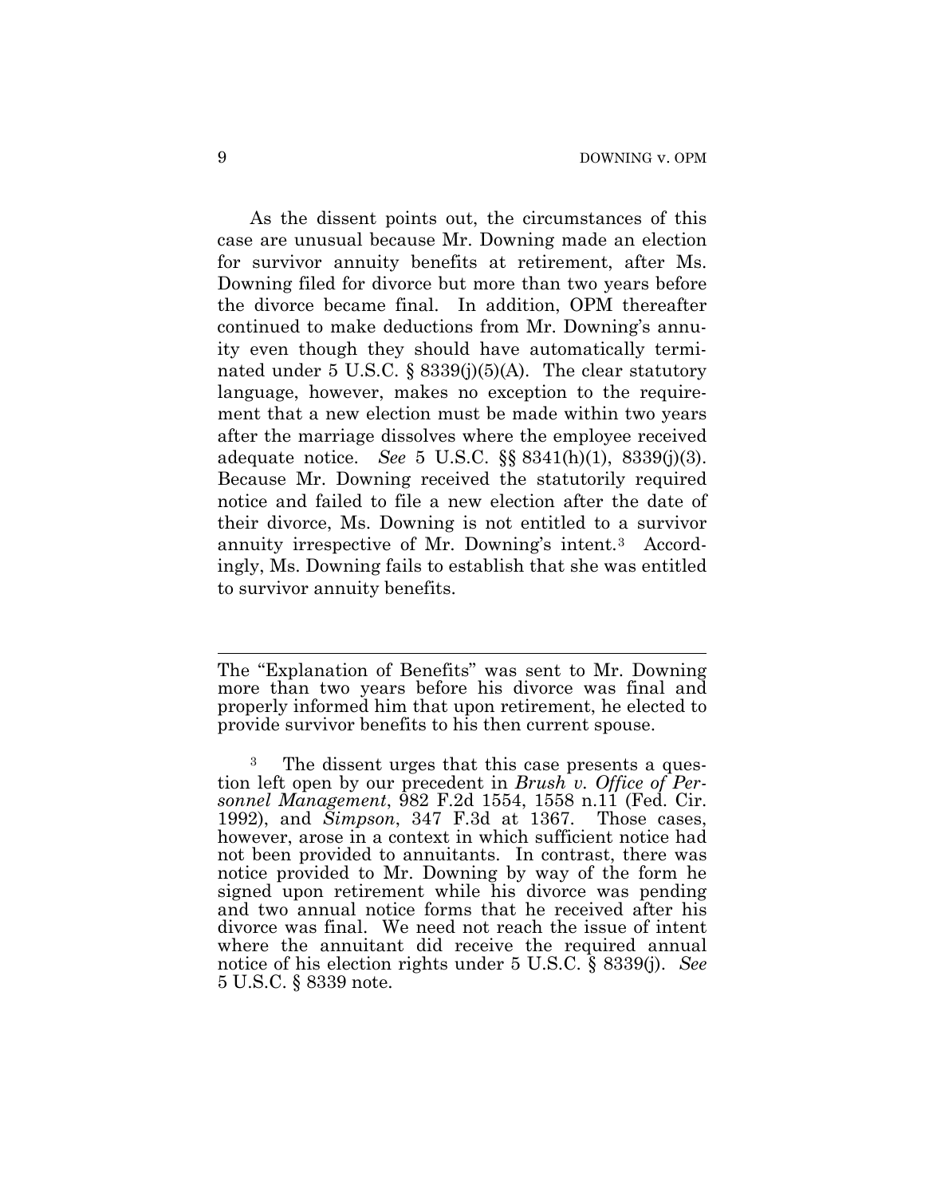As the dissent points out, the circumstances of this case are unusual because Mr. Downing made an election for survivor annuity benefits at retirement, after Ms. Downing filed for divorce but more than two years before the divorce became final. In addition, OPM thereafter continued to make deductions from Mr. Downing's annuity even though they should have automatically terminated under 5 U.S.C. § 8339(j)(5)(A). The clear statutory language, however, makes no exception to the requirement that a new election must be made within two years after the marriage dissolves where the employee received adequate notice. *See* 5 U.S.C. §§ 8341(h)(1), 8339(j)(3). Because Mr. Downing received the statutorily required notice and failed to file a new election after the date of their divorce, Ms. Downing is not entitled to a survivor annuity irrespective of Mr. Downing's intent.[3] Accordingly, Ms. Downing fails to establish that she was entitled to survivor annuity benefits.

---

The "Explanation of Benefits" was sent to Mr. Downing more than two years before his divorce was final and properly informed him that upon retirement, he elected to provide survivor benefits to his then current spouse.

[3] The dissent urges that this case presents a question left open by our precedent in *Brush v. Office of Personnel Management*, 982 F.2d 1554, 1558 n.11 (Fed. Cir. 1992), and *Simpson*, 347 F.3d at 1367. Those cases, however, arose in a context in which sufficient notice had not been provided to annuitants. In contrast, there was notice provided to Mr. Downing by way of the form he signed upon retirement while his divorce was pending and two annual notice forms that he received after his divorce was final. We need not reach the issue of intent where the annuitant did receive the required annual notice of his election rights under 5 U.S.C. § 8339(j). *See* 5 U.S.C. § 8339 note.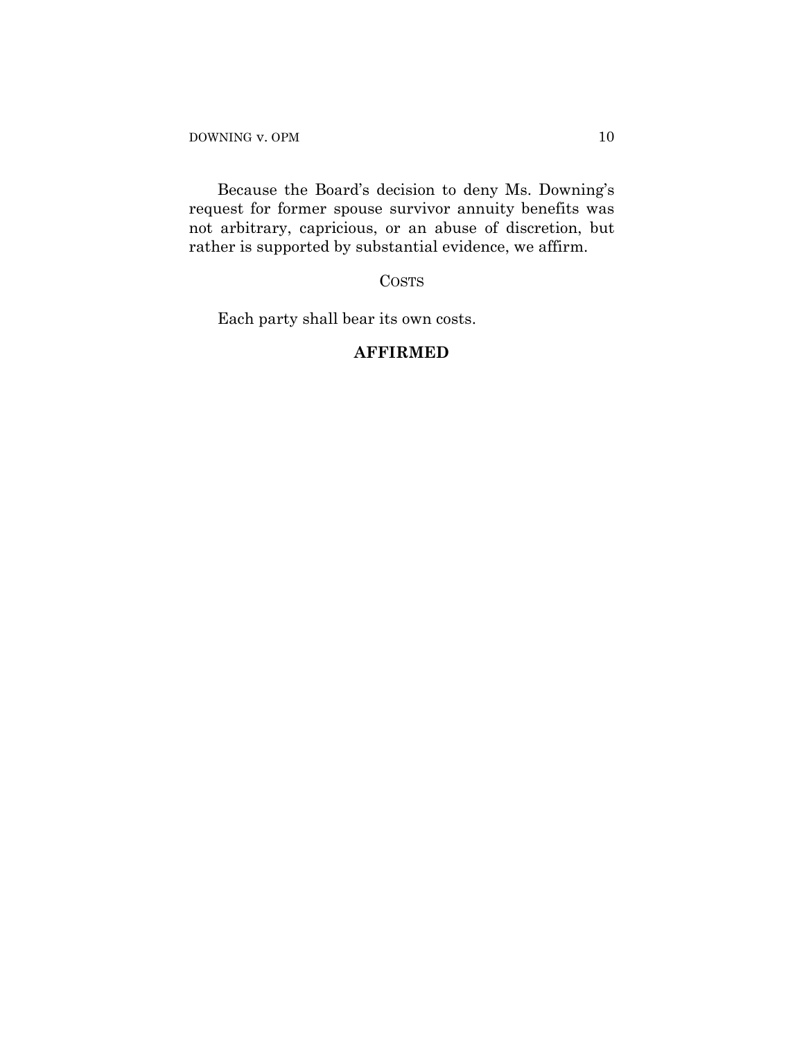Because the Board's decision to deny Ms. Downing's request for former spouse survivor annuity benefits was not arbitrary, capricious, or an abuse of discretion, but rather is supported by substantial evidence, we affirm.

COSTS

Each party shall bear its own costs.

**AFFIRMED**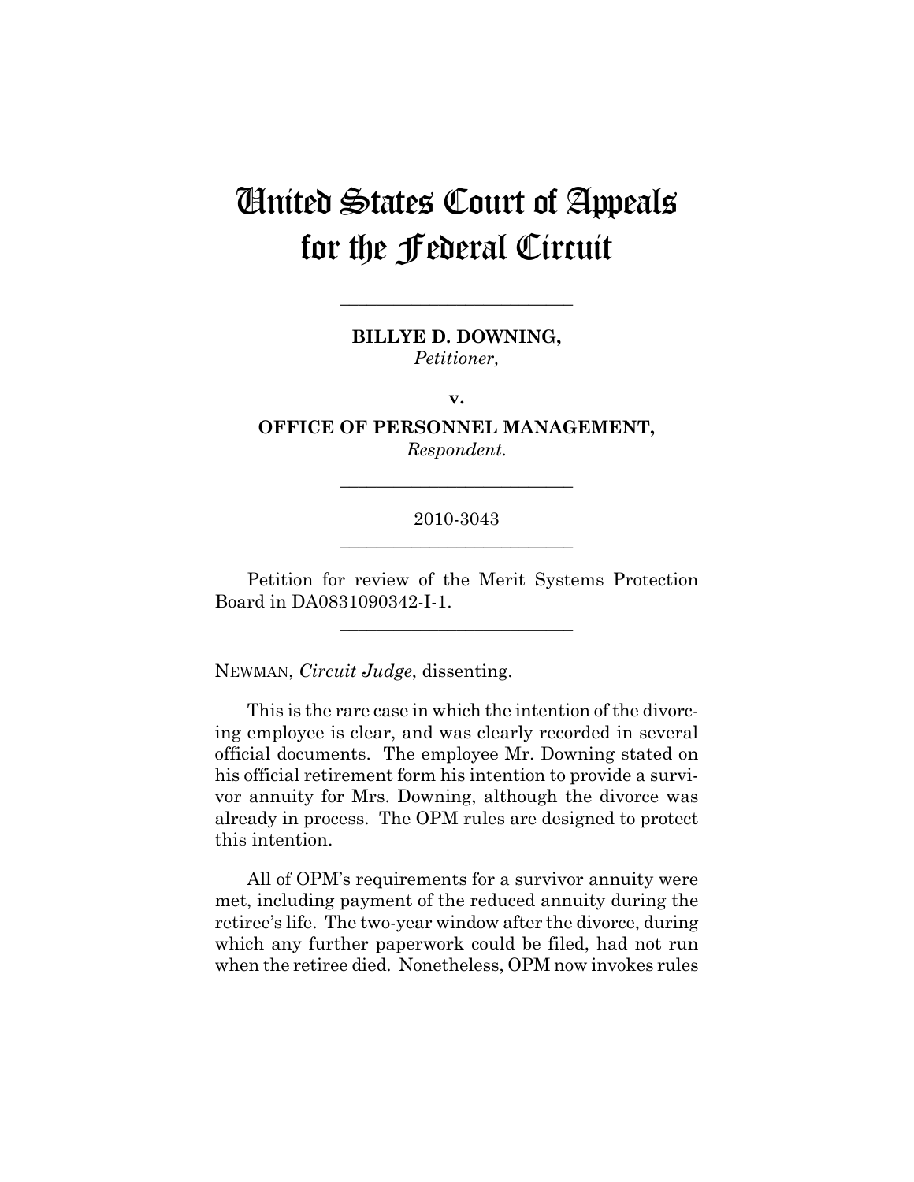# United States Court of Appeals for the Federal Circuit

---

**BILLYE D. DOWNING,**
*Petitioner,*

**v.**

**OFFICE OF PERSONNEL MANAGEMENT,**
*Respondent.*

---

2010-3043

---

Petition for review of the Merit Systems Protection Board in DA0831090342-I-1.

---

NEWMAN, *Circuit Judge*, dissenting.

This is the rare case in which the intention of the divorcing employee is clear, and was clearly recorded in several official documents. The employee Mr. Downing stated on his official retirement form his intention to provide a survivor annuity for Mrs. Downing, although the divorce was already in process. The OPM rules are designed to protect this intention.

All of OPM's requirements for a survivor annuity were met, including payment of the reduced annuity during the retiree's life. The two-year window after the divorce, during which any further paperwork could be filed, had not run when the retiree died. Nonetheless, OPM now invokes rules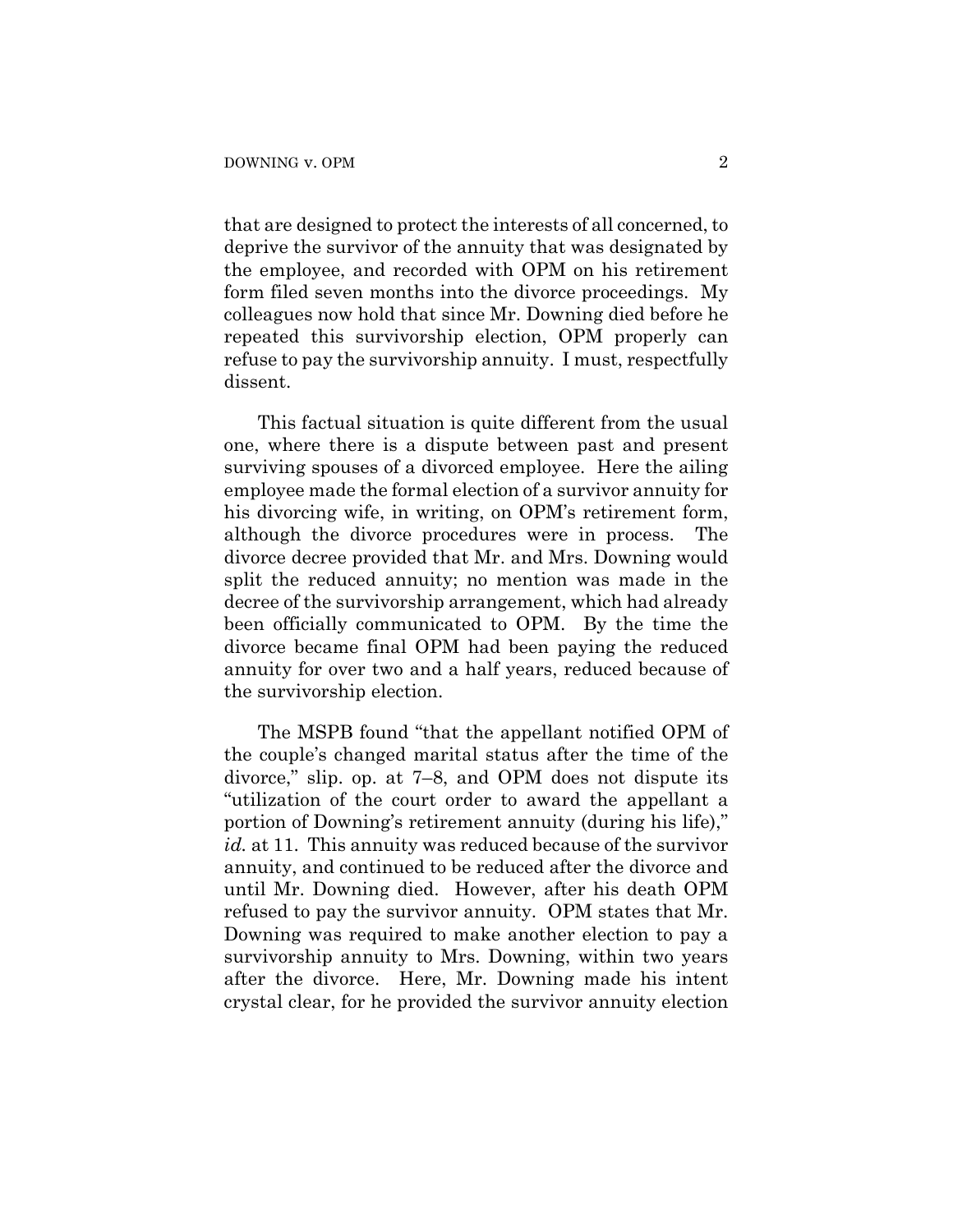that are designed to protect the interests of all concerned, to deprive the survivor of the annuity that was designated by the employee, and recorded with OPM on his retirement form filed seven months into the divorce proceedings. My colleagues now hold that since Mr. Downing died before he repeated this survivorship election, OPM properly can refuse to pay the survivorship annuity. I must, respectfully dissent.

This factual situation is quite different from the usual one, where there is a dispute between past and present surviving spouses of a divorced employee. Here the ailing employee made the formal election of a survivor annuity for his divorcing wife, in writing, on OPM's retirement form, although the divorce procedures were in process. The divorce decree provided that Mr. and Mrs. Downing would split the reduced annuity; no mention was made in the decree of the survivorship arrangement, which had already been officially communicated to OPM. By the time the divorce became final OPM had been paying the reduced annuity for over two and a half years, reduced because of the survivorship election.

The MSPB found "that the appellant notified OPM of the couple's changed marital status after the time of the divorce," slip. op. at 7–8, and OPM does not dispute its "utilization of the court order to award the appellant a portion of Downing's retirement annuity (during his life)," *id.* at 11. This annuity was reduced because of the survivor annuity, and continued to be reduced after the divorce and until Mr. Downing died. However, after his death OPM refused to pay the survivor annuity. OPM states that Mr. Downing was required to make another election to pay a survivorship annuity to Mrs. Downing, within two years after the divorce. Here, Mr. Downing made his intent crystal clear, for he provided the survivor annuity election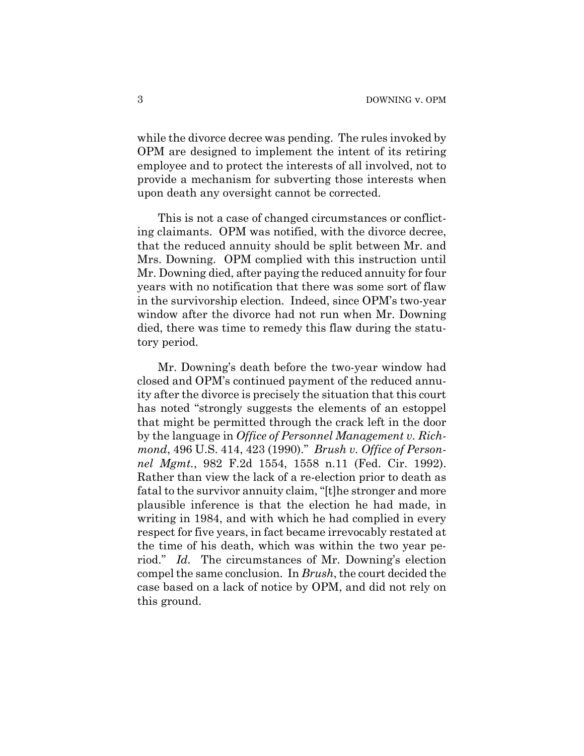while the divorce decree was pending. The rules invoked by OPM are designed to implement the intent of its retiring employee and to protect the interests of all involved, not to provide a mechanism for subverting those interests when upon death any oversight cannot be corrected.

This is not a case of changed circumstances or conflicting claimants. OPM was notified, with the divorce decree, that the reduced annuity should be split between Mr. and Mrs. Downing. OPM complied with this instruction until Mr. Downing died, after paying the reduced annuity for four years with no notification that there was some sort of flaw in the survivorship election. Indeed, since OPM's two-year window after the divorce had not run when Mr. Downing died, there was time to remedy this flaw during the statutory period.

Mr. Downing's death before the two-year window had closed and OPM's continued payment of the reduced annuity after the divorce is precisely the situation that this court has noted "strongly suggests the elements of an estoppel that might be permitted through the crack left in the door by the language in *Office of Personnel Management v. Richmond*, 496 U.S. 414, 423 (1990)." *Brush v. Office of Personnel Mgmt.*, 982 F.2d 1554, 1558 n.11 (Fed. Cir. 1992). Rather than view the lack of a re-election prior to death as fatal to the survivor annuity claim, "[t]he stronger and more plausible inference is that the election he had made, in writing in 1984, and with which he had complied in every respect for five years, in fact became irrevocably restated at the time of his death, which was within the two year period." *Id.* The circumstances of Mr. Downing's election compel the same conclusion. In *Brush*, the court decided the case based on a lack of notice by OPM, and did not rely on this ground.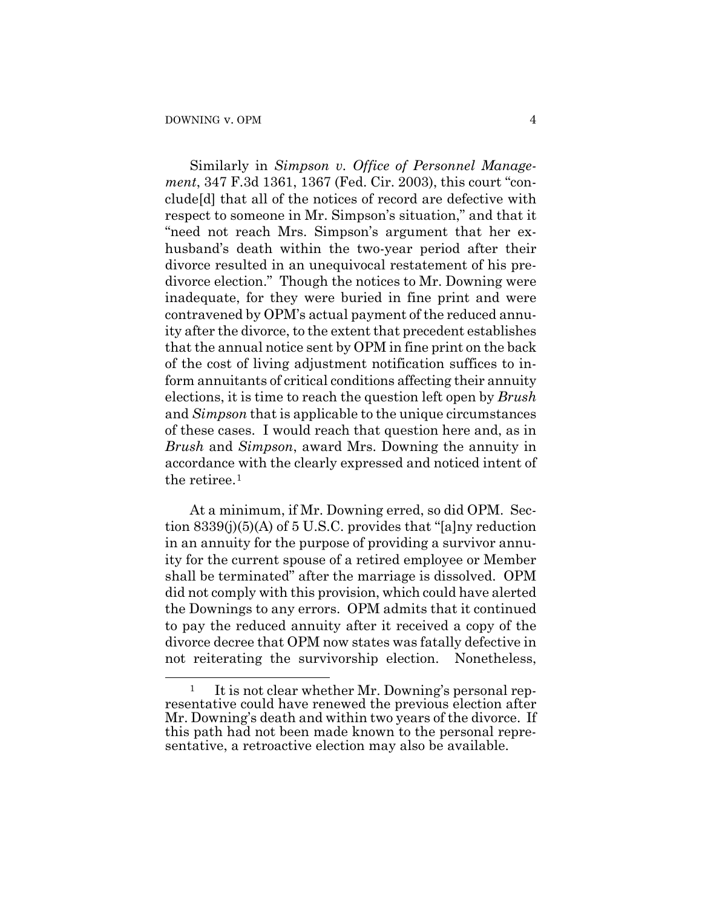Similarly in *Simpson v. Office of Personnel Management*, 347 F.3d 1361, 1367 (Fed. Cir. 2003), this court "conclude[d] that all of the notices of record are defective with respect to someone in Mr. Simpson's situation," and that it "need not reach Mrs. Simpson's argument that her ex-husband's death within the two-year period after their divorce resulted in an unequivocal restatement of his pre-divorce election." Though the notices to Mr. Downing were inadequate, for they were buried in fine print and were contravened by OPM's actual payment of the reduced annuity after the divorce, to the extent that precedent establishes that the annual notice sent by OPM in fine print on the back of the cost of living adjustment notification suffices to inform annuitants of critical conditions affecting their annuity elections, it is time to reach the question left open by *Brush* and *Simpson* that is applicable to the unique circumstances of these cases. I would reach that question here and, as in *Brush* and *Simpson*, award Mrs. Downing the annuity in accordance with the clearly expressed and noticed intent of the retiree.[1]

At a minimum, if Mr. Downing erred, so did OPM. Section 8339(j)(5)(A) of 5 U.S.C. provides that "[a]ny reduction in an annuity for the purpose of providing a survivor annuity for the current spouse of a retired employee or Member shall be terminated" after the marriage is dissolved. OPM did not comply with this provision, which could have alerted the Downings to any errors. OPM admits that it continued to pay the reduced annuity after it received a copy of the divorce decree that OPM now states was fatally defective in not reiterating the survivorship election. Nonetheless,

[1] It is not clear whether Mr. Downing's personal representative could have renewed the previous election after Mr. Downing's death and within two years of the divorce. If this path had not been made known to the personal representative, a retroactive election may also be available.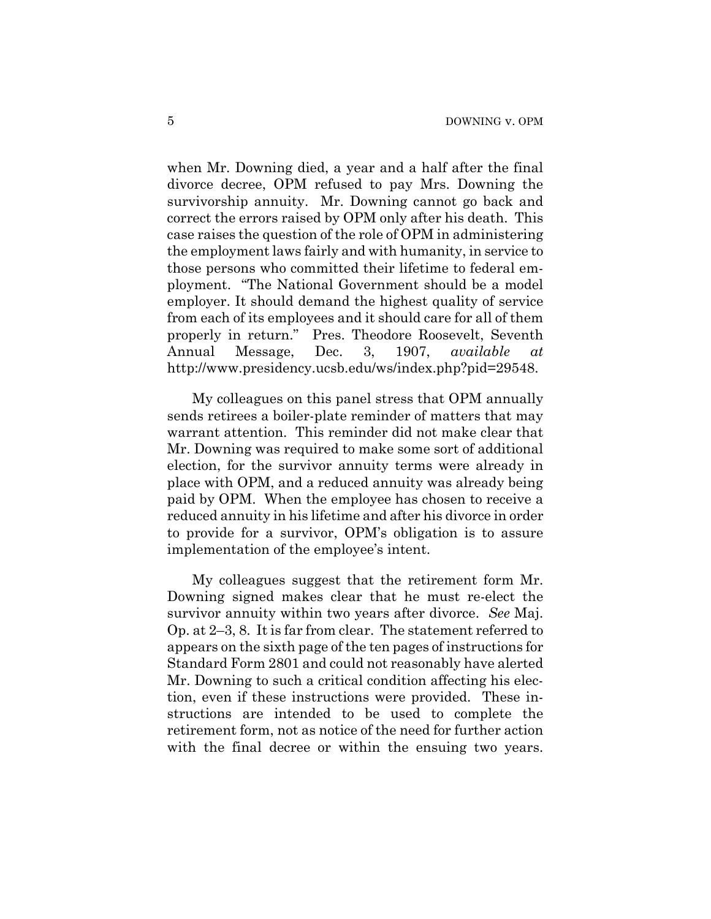when Mr. Downing died, a year and a half after the final divorce decree, OPM refused to pay Mrs. Downing the survivorship annuity. Mr. Downing cannot go back and correct the errors raised by OPM only after his death. This case raises the question of the role of OPM in administering the employment laws fairly and with humanity, in service to those persons who committed their lifetime to federal employment. "The National Government should be a model employer. It should demand the highest quality of service from each of its employees and it should care for all of them properly in return." Pres. Theodore Roosevelt, Seventh Annual Message, Dec. 3, 1907, *available at* http://www.presidency.ucsb.edu/ws/index.php?pid=29548.

My colleagues on this panel stress that OPM annually sends retirees a boiler-plate reminder of matters that may warrant attention. This reminder did not make clear that Mr. Downing was required to make some sort of additional election, for the survivor annuity terms were already in place with OPM, and a reduced annuity was already being paid by OPM. When the employee has chosen to receive a reduced annuity in his lifetime and after his divorce in order to provide for a survivor, OPM's obligation is to assure implementation of the employee's intent.

My colleagues suggest that the retirement form Mr. Downing signed makes clear that he must re-elect the survivor annuity within two years after divorce. *See* Maj. Op. at 2–3, 8. It is far from clear. The statement referred to appears on the sixth page of the ten pages of instructions for Standard Form 2801 and could not reasonably have alerted Mr. Downing to such a critical condition affecting his election, even if these instructions were provided. These instructions are intended to be used to complete the retirement form, not as notice of the need for further action with the final decree or within the ensuing two years.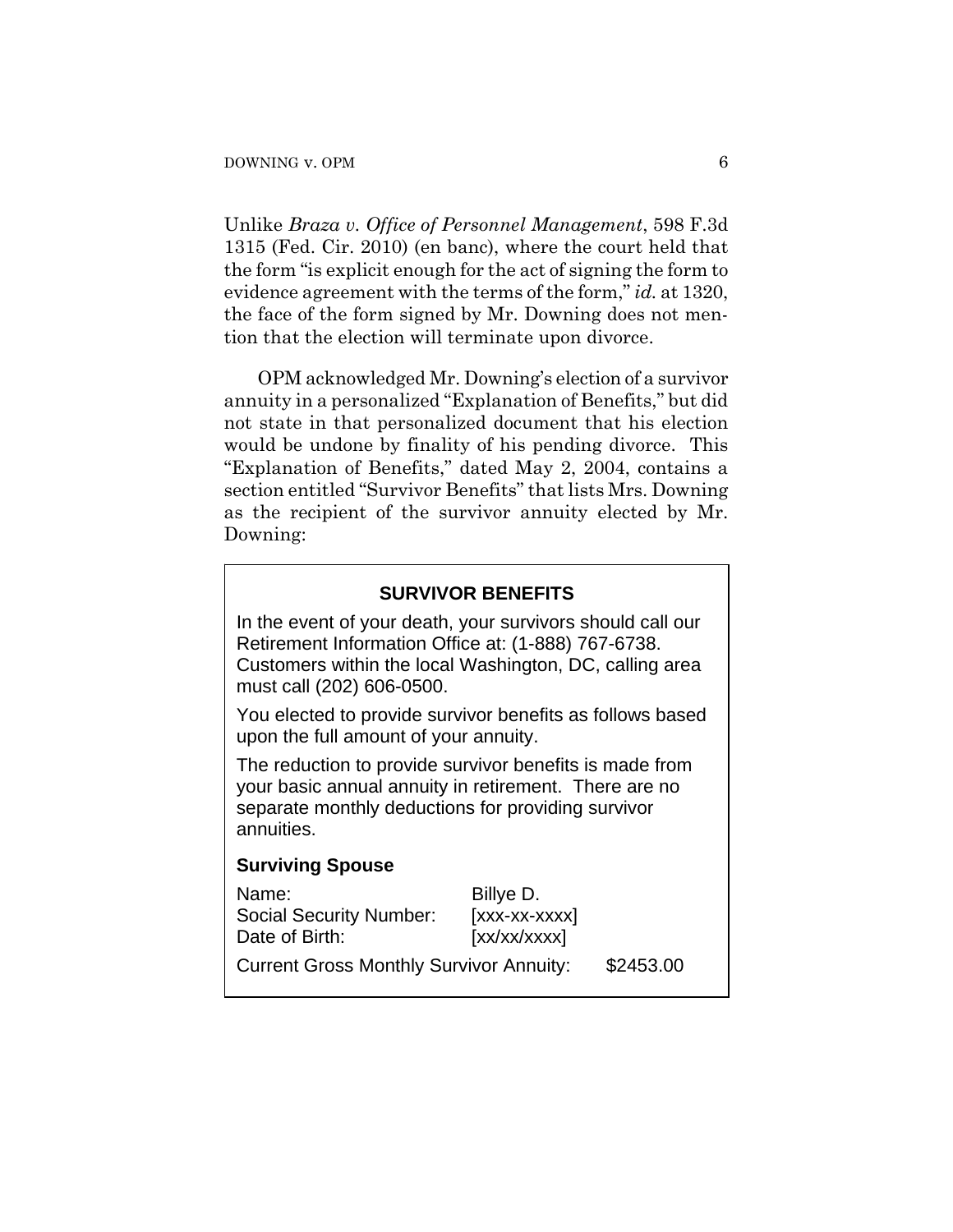Unlike *Braza v. Office of Personnel Management*, 598 F.3d 1315 (Fed. Cir. 2010) (en banc), where the court held that the form "is explicit enough for the act of signing the form to evidence agreement with the terms of the form," *id.* at 1320, the face of the form signed by Mr. Downing does not mention that the election will terminate upon divorce.

OPM acknowledged Mr. Downing's election of a survivor annuity in a personalized "Explanation of Benefits," but did not state in that personalized document that his election would be undone by finality of his pending divorce. This "Explanation of Benefits," dated May 2, 2004, contains a section entitled "Survivor Benefits" that lists Mrs. Downing as the recipient of the survivor annuity elected by Mr. Downing:

> **SURVIVOR BENEFITS**
>
> In the event of your death, your survivors should call our Retirement Information Office at: (1-888) 767-6738. Customers within the local Washington, DC, calling area must call (202) 606-0500.
>
> You elected to provide survivor benefits as follows based upon the full amount of your annuity.
>
> The reduction to provide survivor benefits is made from your basic annual annuity in retirement. There are no separate monthly deductions for providing survivor annuities.
>
> **Surviving Spouse**
>
> Name: Billye D.
> Social Security Number: [xxx-xx-xxxx]
> Date of Birth: [xx/xx/xxxx]
>
> Current Gross Monthly Survivor Annuity: $2453.00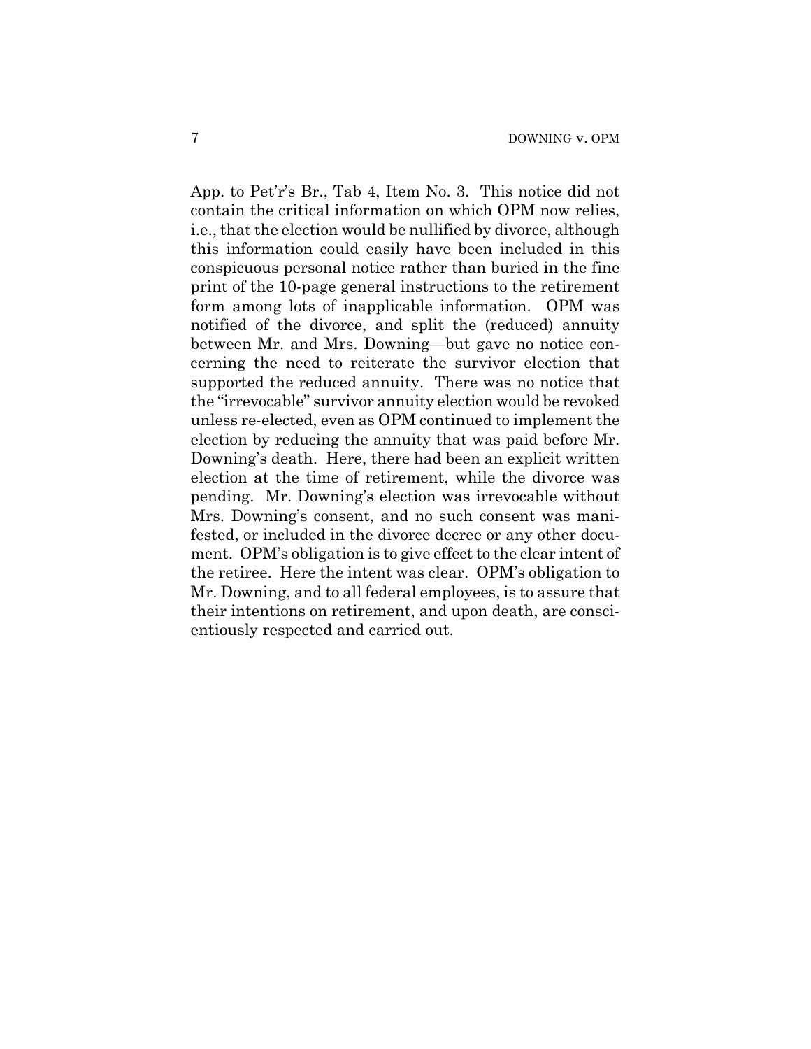App. to Pet'r's Br., Tab 4, Item No. 3. This notice did not contain the critical information on which OPM now relies, i.e., that the election would be nullified by divorce, although this information could easily have been included in this conspicuous personal notice rather than buried in the fine print of the 10-page general instructions to the retirement form among lots of inapplicable information. OPM was notified of the divorce, and split the (reduced) annuity between Mr. and Mrs. Downing—but gave no notice concerning the need to reiterate the survivor election that supported the reduced annuity. There was no notice that the "irrevocable" survivor annuity election would be revoked unless re-elected, even as OPM continued to implement the election by reducing the annuity that was paid before Mr. Downing's death. Here, there had been an explicit written election at the time of retirement, while the divorce was pending. Mr. Downing's election was irrevocable without Mrs. Downing's consent, and no such consent was manifested, or included in the divorce decree or any other document. OPM's obligation is to give effect to the clear intent of the retiree. Here the intent was clear. OPM's obligation to Mr. Downing, and to all federal employees, is to assure that their intentions on retirement, and upon death, are conscientiously respected and carried out.